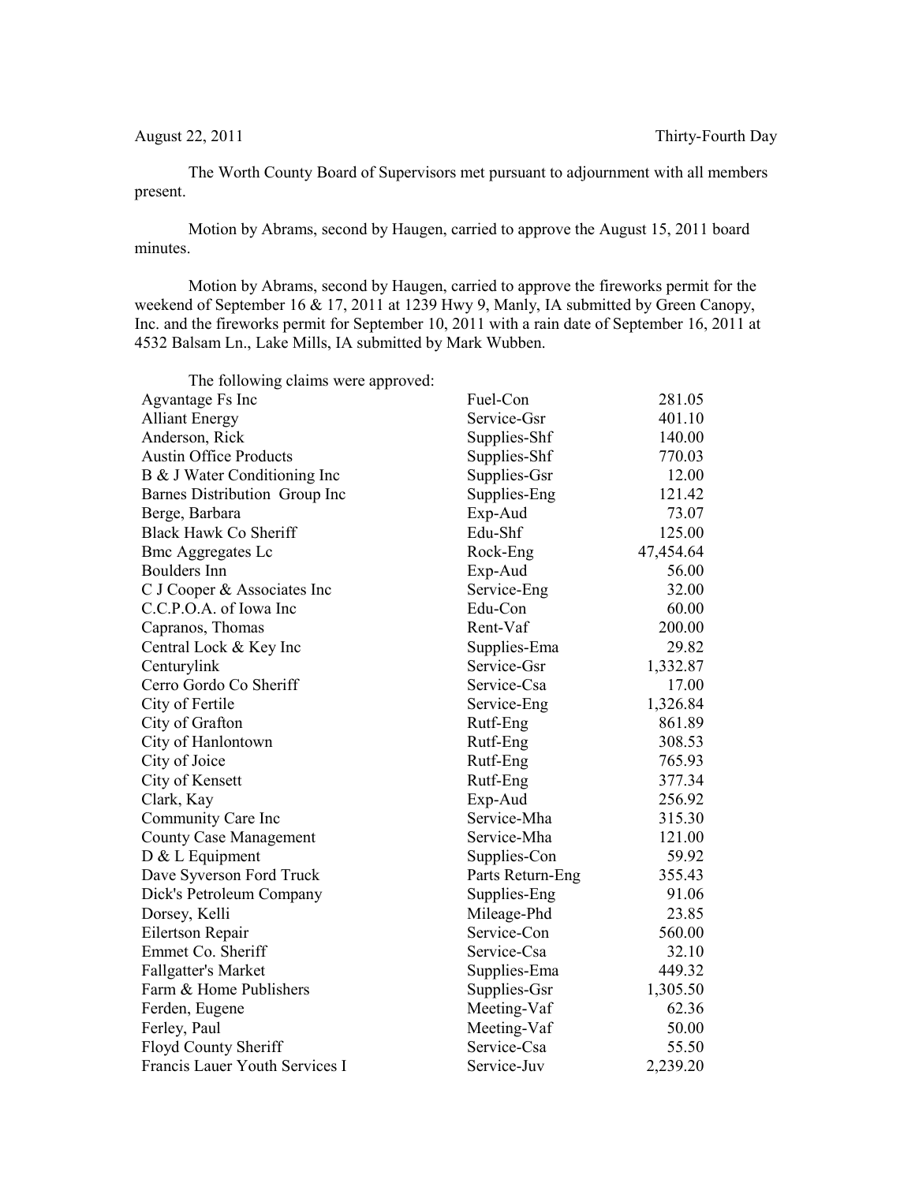August 22, 2011 Thirty-Fourth Day

The Worth County Board of Supervisors met pursuant to adjournment with all members present.

Motion by Abrams, second by Haugen, carried to approve the August 15, 2011 board minutes.

Motion by Abrams, second by Haugen, carried to approve the fireworks permit for the weekend of September 16 & 17, 2011 at 1239 Hwy 9, Manly, IA submitted by Green Canopy, Inc. and the fireworks permit for September 10, 2011 with a rain date of September 16, 2011 at 4532 Balsam Ln., Lake Mills, IA submitted by Mark Wubben.

The following claims were approved:

| | | |
|---|---|---|
| Agvantage Fs Inc | Fuel-Con | 281.05 |
| Alliant Energy | Service-Gsr | 401.10 |
| Anderson, Rick | Supplies-Shf | 140.00 |
| Austin Office Products | Supplies-Shf | 770.03 |
| B & J Water Conditioning Inc | Supplies-Gsr | 12.00 |
| Barnes Distribution Group Inc | Supplies-Eng | 121.42 |
| Berge, Barbara | Exp-Aud | 73.07 |
| Black Hawk Co Sheriff | Edu-Shf | 125.00 |
| Bmc Aggregates Lc | Rock-Eng | 47,454.64 |
| Boulders Inn | Exp-Aud | 56.00 |
| C J Cooper & Associates Inc | Service-Eng | 32.00 |
| C.C.P.O.A. of Iowa Inc | Edu-Con | 60.00 |
| Capranos, Thomas | Rent-Vaf | 200.00 |
| Central Lock & Key Inc | Supplies-Ema | 29.82 |
| Centurylink | Service-Gsr | 1,332.87 |
| Cerro Gordo Co Sheriff | Service-Csa | 17.00 |
| City of Fertile | Service-Eng | 1,326.84 |
| City of Grafton | Rutf-Eng | 861.89 |
| City of Hanlontown | Rutf-Eng | 308.53 |
| City of Joice | Rutf-Eng | 765.93 |
| City of Kensett | Rutf-Eng | 377.34 |
| Clark, Kay | Exp-Aud | 256.92 |
| Community Care Inc | Service-Mha | 315.30 |
| County Case Management | Service-Mha | 121.00 |
| D & L Equipment | Supplies-Con | 59.92 |
| Dave Syverson Ford Truck | Parts Return-Eng | 355.43 |
| Dick's Petroleum Company | Supplies-Eng | 91.06 |
| Dorsey, Kelli | Mileage-Phd | 23.85 |
| Eilertson Repair | Service-Con | 560.00 |
| Emmet Co. Sheriff | Service-Csa | 32.10 |
| Fallgatter's Market | Supplies-Ema | 449.32 |
| Farm & Home Publishers | Supplies-Gsr | 1,305.50 |
| Ferden, Eugene | Meeting-Vaf | 62.36 |
| Ferley, Paul | Meeting-Vaf | 50.00 |
| Floyd County Sheriff | Service-Csa | 55.50 |
| Francis Lauer Youth Services I | Service-Juv | 2,239.20 |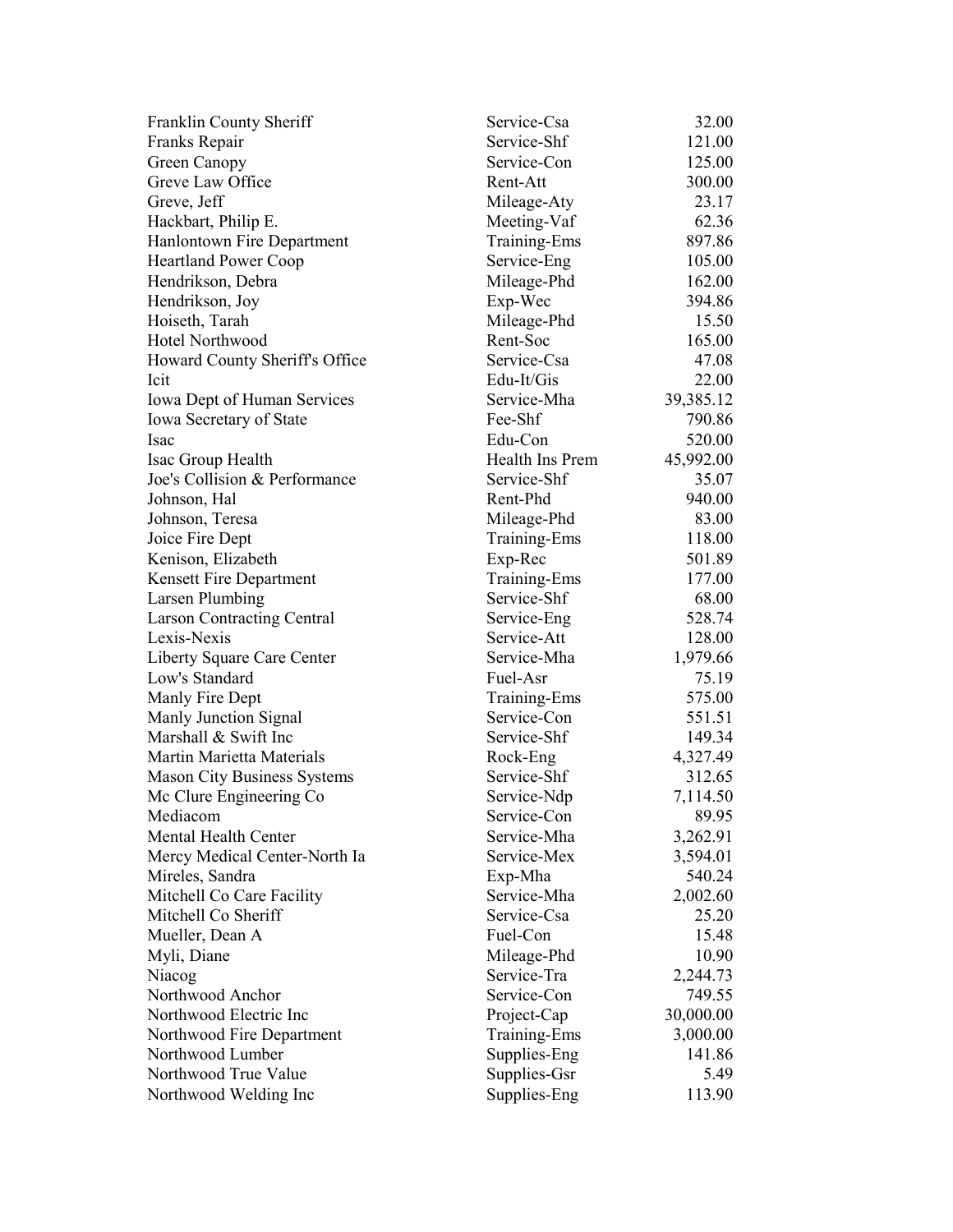| | | |
|---|---|---|
| Franklin County Sheriff | Service-Csa | 32.00 |
| Franks Repair | Service-Shf | 121.00 |
| Green Canopy | Service-Con | 125.00 |
| Greve Law Office | Rent-Att | 300.00 |
| Greve, Jeff | Mileage-Aty | 23.17 |
| Hackbart, Philip E. | Meeting-Vaf | 62.36 |
| Hanlontown Fire Department | Training-Ems | 897.86 |
| Heartland Power Coop | Service-Eng | 105.00 |
| Hendrikson, Debra | Mileage-Phd | 162.00 |
| Hendrikson, Joy | Exp-Wec | 394.86 |
| Hoiseth, Tarah | Mileage-Phd | 15.50 |
| Hotel Northwood | Rent-Soc | 165.00 |
| Howard County Sheriff's Office | Service-Csa | 47.08 |
| Icit | Edu-It/Gis | 22.00 |
| Iowa Dept of Human Services | Service-Mha | 39,385.12 |
| Iowa Secretary of State | Fee-Shf | 790.86 |
| Isac | Edu-Con | 520.00 |
| Isac Group Health | Health Ins Prem | 45,992.00 |
| Joe's Collision & Performance | Service-Shf | 35.07 |
| Johnson, Hal | Rent-Phd | 940.00 |
| Johnson, Teresa | Mileage-Phd | 83.00 |
| Joice Fire Dept | Training-Ems | 118.00 |
| Kenison, Elizabeth | Exp-Rec | 501.89 |
| Kensett Fire Department | Training-Ems | 177.00 |
| Larsen Plumbing | Service-Shf | 68.00 |
| Larson Contracting Central | Service-Eng | 528.74 |
| Lexis-Nexis | Service-Att | 128.00 |
| Liberty Square Care Center | Service-Mha | 1,979.66 |
| Low's Standard | Fuel-Asr | 75.19 |
| Manly Fire Dept | Training-Ems | 575.00 |
| Manly Junction Signal | Service-Con | 551.51 |
| Marshall & Swift Inc | Service-Shf | 149.34 |
| Martin Marietta Materials | Rock-Eng | 4,327.49 |
| Mason City Business Systems | Service-Shf | 312.65 |
| Mc Clure Engineering Co | Service-Ndp | 7,114.50 |
| Mediacom | Service-Con | 89.95 |
| Mental Health Center | Service-Mha | 3,262.91 |
| Mercy Medical Center-North Ia | Service-Mex | 3,594.01 |
| Mireles, Sandra | Exp-Mha | 540.24 |
| Mitchell Co Care Facility | Service-Mha | 2,002.60 |
| Mitchell Co Sheriff | Service-Csa | 25.20 |
| Mueller, Dean A | Fuel-Con | 15.48 |
| Myli, Diane | Mileage-Phd | 10.90 |
| Niacog | Service-Tra | 2,244.73 |
| Northwood Anchor | Service-Con | 749.55 |
| Northwood Electric Inc | Project-Cap | 30,000.00 |
| Northwood Fire Department | Training-Ems | 3,000.00 |
| Northwood Lumber | Supplies-Eng | 141.86 |
| Northwood True Value | Supplies-Gsr | 5.49 |
| Northwood Welding Inc | Supplies-Eng | 113.90 |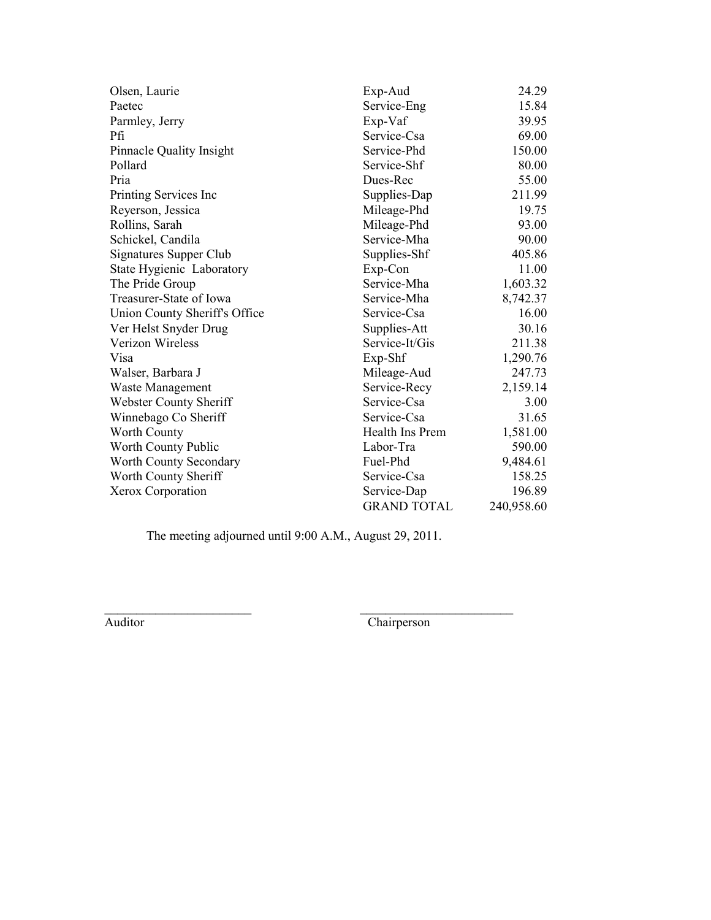| | | |
|---|---|---|
| Olsen, Laurie | Exp-Aud | 24.29 |
| Paetec | Service-Eng | 15.84 |
| Parmley, Jerry | Exp-Vaf | 39.95 |
| Pfi | Service-Csa | 69.00 |
| Pinnacle Quality Insight | Service-Phd | 150.00 |
| Pollard | Service-Shf | 80.00 |
| Pria | Dues-Rec | 55.00 |
| Printing Services Inc | Supplies-Dap | 211.99 |
| Reyerson, Jessica | Mileage-Phd | 19.75 |
| Rollins, Sarah | Mileage-Phd | 93.00 |
| Schickel, Candila | Service-Mha | 90.00 |
| Signatures Supper Club | Supplies-Shf | 405.86 |
| State Hygienic Laboratory | Exp-Con | 11.00 |
| The Pride Group | Service-Mha | 1,603.32 |
| Treasurer-State of Iowa | Service-Mha | 8,742.37 |
| Union County Sheriff's Office | Service-Csa | 16.00 |
| Ver Helst Snyder Drug | Supplies-Att | 30.16 |
| Verizon Wireless | Service-It/Gis | 211.38 |
| Visa | Exp-Shf | 1,290.76 |
| Walser, Barbara J | Mileage-Aud | 247.73 |
| Waste Management | Service-Recy | 2,159.14 |
| Webster County Sheriff | Service-Csa | 3.00 |
| Winnebago Co Sheriff | Service-Csa | 31.65 |
| Worth County | Health Ins Prem | 1,581.00 |
| Worth County Public | Labor-Tra | 590.00 |
| Worth County Secondary | Fuel-Phd | 9,484.61 |
| Worth County Sheriff | Service-Csa | 158.25 |
| Xerox Corporation | Service-Dap | 196.89 |
| | GRAND TOTAL | 240,958.60 |

The meeting adjourned until 9:00 A.M., August 29, 2011.

_______________________ _______________________

Auditor Chairperson